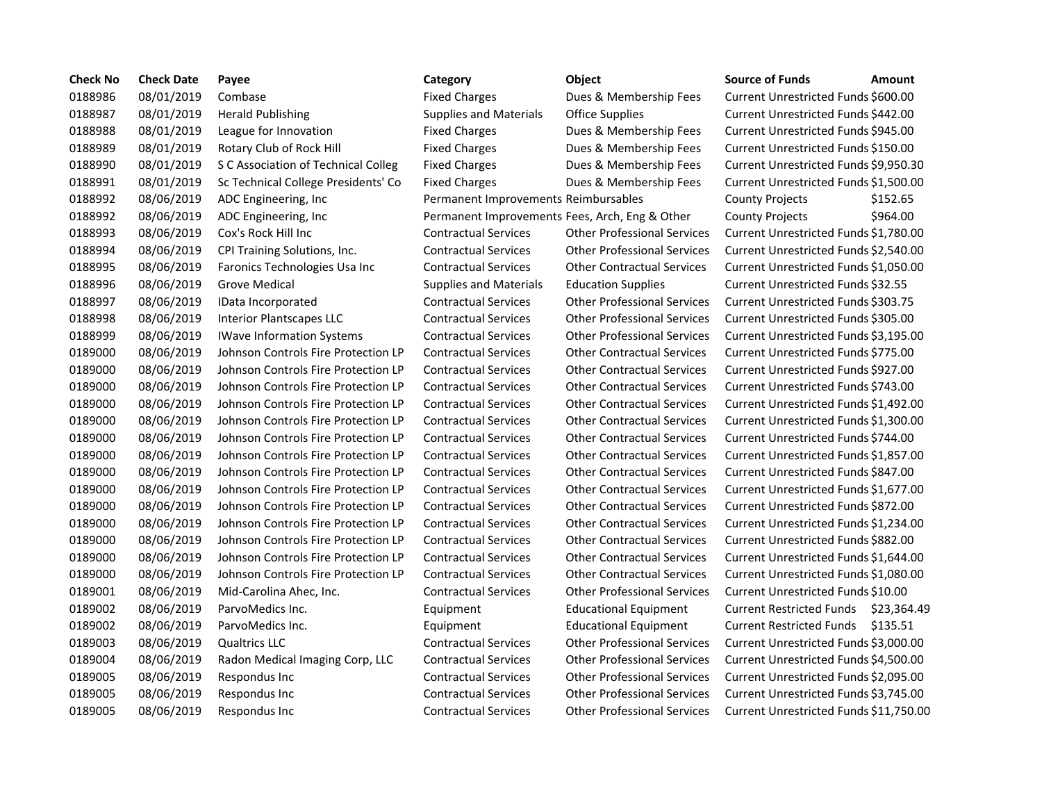| Check No | Check Date | Payee | Category | Object | Source of Funds | Amount |
|---|---|---|---|---|---|---|
| 0188986 | 08/01/2019 | Combase | Fixed Charges | Dues & Membership Fees | Current Unrestricted Funds | $600.00 |
| 0188987 | 08/01/2019 | Herald Publishing | Supplies and Materials | Office Supplies | Current Unrestricted Funds | $442.00 |
| 0188988 | 08/01/2019 | League for Innovation | Fixed Charges | Dues & Membership Fees | Current Unrestricted Funds | $945.00 |
| 0188989 | 08/01/2019 | Rotary Club of Rock Hill | Fixed Charges | Dues & Membership Fees | Current Unrestricted Funds | $150.00 |
| 0188990 | 08/01/2019 | S C Association of Technical Colleg | Fixed Charges | Dues & Membership Fees | Current Unrestricted Funds | $9,950.30 |
| 0188991 | 08/01/2019 | Sc Technical College Presidents' Co | Fixed Charges | Dues & Membership Fees | Current Unrestricted Funds | $1,500.00 |
| 0188992 | 08/06/2019 | ADC Engineering, Inc | Permanent Improvements | Reimbursables | County Projects | $152.65 |
| 0188992 | 08/06/2019 | ADC Engineering, Inc | Permanent Improvements | Fees, Arch, Eng & Other | County Projects | $964.00 |
| 0188993 | 08/06/2019 | Cox's Rock Hill Inc | Contractual Services | Other Professional Services | Current Unrestricted Funds | $1,780.00 |
| 0188994 | 08/06/2019 | CPI Training Solutions, Inc. | Contractual Services | Other Professional Services | Current Unrestricted Funds | $2,540.00 |
| 0188995 | 08/06/2019 | Faronics Technologies Usa Inc | Contractual Services | Other Contractual Services | Current Unrestricted Funds | $1,050.00 |
| 0188996 | 08/06/2019 | Grove Medical | Supplies and Materials | Education Supplies | Current Unrestricted Funds | $32.55 |
| 0188997 | 08/06/2019 | IData Incorporated | Contractual Services | Other Professional Services | Current Unrestricted Funds | $303.75 |
| 0188998 | 08/06/2019 | Interior Plantscapes LLC | Contractual Services | Other Professional Services | Current Unrestricted Funds | $305.00 |
| 0188999 | 08/06/2019 | IWave Information Systems | Contractual Services | Other Professional Services | Current Unrestricted Funds | $3,195.00 |
| 0189000 | 08/06/2019 | Johnson Controls Fire Protection LP | Contractual Services | Other Contractual Services | Current Unrestricted Funds | $775.00 |
| 0189000 | 08/06/2019 | Johnson Controls Fire Protection LP | Contractual Services | Other Contractual Services | Current Unrestricted Funds | $927.00 |
| 0189000 | 08/06/2019 | Johnson Controls Fire Protection LP | Contractual Services | Other Contractual Services | Current Unrestricted Funds | $743.00 |
| 0189000 | 08/06/2019 | Johnson Controls Fire Protection LP | Contractual Services | Other Contractual Services | Current Unrestricted Funds | $1,492.00 |
| 0189000 | 08/06/2019 | Johnson Controls Fire Protection LP | Contractual Services | Other Contractual Services | Current Unrestricted Funds | $1,300.00 |
| 0189000 | 08/06/2019 | Johnson Controls Fire Protection LP | Contractual Services | Other Contractual Services | Current Unrestricted Funds | $744.00 |
| 0189000 | 08/06/2019 | Johnson Controls Fire Protection LP | Contractual Services | Other Contractual Services | Current Unrestricted Funds | $1,857.00 |
| 0189000 | 08/06/2019 | Johnson Controls Fire Protection LP | Contractual Services | Other Contractual Services | Current Unrestricted Funds | $847.00 |
| 0189000 | 08/06/2019 | Johnson Controls Fire Protection LP | Contractual Services | Other Contractual Services | Current Unrestricted Funds | $1,677.00 |
| 0189000 | 08/06/2019 | Johnson Controls Fire Protection LP | Contractual Services | Other Contractual Services | Current Unrestricted Funds | $872.00 |
| 0189000 | 08/06/2019 | Johnson Controls Fire Protection LP | Contractual Services | Other Contractual Services | Current Unrestricted Funds | $1,234.00 |
| 0189000 | 08/06/2019 | Johnson Controls Fire Protection LP | Contractual Services | Other Contractual Services | Current Unrestricted Funds | $882.00 |
| 0189000 | 08/06/2019 | Johnson Controls Fire Protection LP | Contractual Services | Other Contractual Services | Current Unrestricted Funds | $1,644.00 |
| 0189000 | 08/06/2019 | Johnson Controls Fire Protection LP | Contractual Services | Other Contractual Services | Current Unrestricted Funds | $1,080.00 |
| 0189001 | 08/06/2019 | Mid-Carolina Ahec, Inc. | Contractual Services | Other Professional Services | Current Unrestricted Funds | $10.00 |
| 0189002 | 08/06/2019 | ParvoMedics Inc. | Equipment | Educational Equipment | Current Restricted Funds | $23,364.49 |
| 0189002 | 08/06/2019 | ParvoMedics Inc. | Equipment | Educational Equipment | Current Restricted Funds | $135.51 |
| 0189003 | 08/06/2019 | Qualtrics LLC | Contractual Services | Other Professional Services | Current Unrestricted Funds | $3,000.00 |
| 0189004 | 08/06/2019 | Radon Medical Imaging Corp, LLC | Contractual Services | Other Professional Services | Current Unrestricted Funds | $4,500.00 |
| 0189005 | 08/06/2019 | Respondus Inc | Contractual Services | Other Professional Services | Current Unrestricted Funds | $2,095.00 |
| 0189005 | 08/06/2019 | Respondus Inc | Contractual Services | Other Professional Services | Current Unrestricted Funds | $3,745.00 |
| 0189005 | 08/06/2019 | Respondus Inc | Contractual Services | Other Professional Services | Current Unrestricted Funds | $11,750.00 |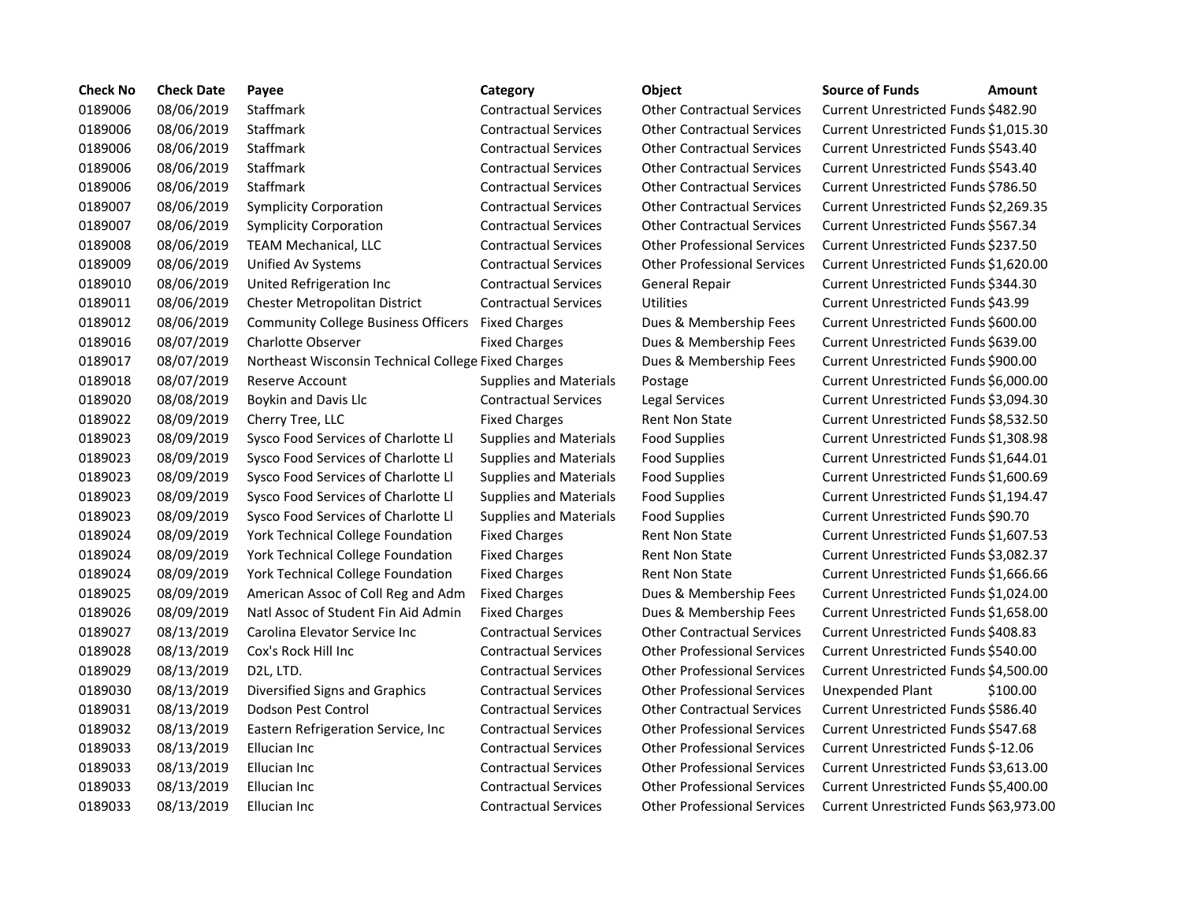| Check No | Check Date | Payee | Category | Object | Source of Funds | Amount |
| --- | --- | --- | --- | --- | --- | --- |
| 0189006 | 08/06/2019 | Staffmark | Contractual Services | Other Contractual Services | Current Unrestricted Funds | $482.90 |
| 0189006 | 08/06/2019 | Staffmark | Contractual Services | Other Contractual Services | Current Unrestricted Funds | $1,015.30 |
| 0189006 | 08/06/2019 | Staffmark | Contractual Services | Other Contractual Services | Current Unrestricted Funds | $543.40 |
| 0189006 | 08/06/2019 | Staffmark | Contractual Services | Other Contractual Services | Current Unrestricted Funds | $543.40 |
| 0189006 | 08/06/2019 | Staffmark | Contractual Services | Other Contractual Services | Current Unrestricted Funds | $786.50 |
| 0189007 | 08/06/2019 | Symplicity Corporation | Contractual Services | Other Contractual Services | Current Unrestricted Funds | $2,269.35 |
| 0189007 | 08/06/2019 | Symplicity Corporation | Contractual Services | Other Contractual Services | Current Unrestricted Funds | $567.34 |
| 0189008 | 08/06/2019 | TEAM Mechanical, LLC | Contractual Services | Other Professional Services | Current Unrestricted Funds | $237.50 |
| 0189009 | 08/06/2019 | Unified Av Systems | Contractual Services | Other Professional Services | Current Unrestricted Funds | $1,620.00 |
| 0189010 | 08/06/2019 | United Refrigeration Inc | Contractual Services | General Repair | Current Unrestricted Funds | $344.30 |
| 0189011 | 08/06/2019 | Chester Metropolitan District | Contractual Services | Utilities | Current Unrestricted Funds | $43.99 |
| 0189012 | 08/06/2019 | Community College Business Officers | Fixed Charges | Dues & Membership Fees | Current Unrestricted Funds | $600.00 |
| 0189016 | 08/07/2019 | Charlotte Observer | Fixed Charges | Dues & Membership Fees | Current Unrestricted Funds | $639.00 |
| 0189017 | 08/07/2019 | Northeast Wisconsin Technical College | Fixed Charges | Dues & Membership Fees | Current Unrestricted Funds | $900.00 |
| 0189018 | 08/07/2019 | Reserve Account | Supplies and Materials | Postage | Current Unrestricted Funds | $6,000.00 |
| 0189020 | 08/08/2019 | Boykin and Davis Llc | Contractual Services | Legal Services | Current Unrestricted Funds | $3,094.30 |
| 0189022 | 08/09/2019 | Cherry Tree, LLC | Fixed Charges | Rent Non State | Current Unrestricted Funds | $8,532.50 |
| 0189023 | 08/09/2019 | Sysco Food Services of Charlotte Ll | Supplies and Materials | Food Supplies | Current Unrestricted Funds | $1,308.98 |
| 0189023 | 08/09/2019 | Sysco Food Services of Charlotte Ll | Supplies and Materials | Food Supplies | Current Unrestricted Funds | $1,644.01 |
| 0189023 | 08/09/2019 | Sysco Food Services of Charlotte Ll | Supplies and Materials | Food Supplies | Current Unrestricted Funds | $1,600.69 |
| 0189023 | 08/09/2019 | Sysco Food Services of Charlotte Ll | Supplies and Materials | Food Supplies | Current Unrestricted Funds | $1,194.47 |
| 0189023 | 08/09/2019 | Sysco Food Services of Charlotte Ll | Supplies and Materials | Food Supplies | Current Unrestricted Funds | $90.70 |
| 0189024 | 08/09/2019 | York Technical College Foundation | Fixed Charges | Rent Non State | Current Unrestricted Funds | $1,607.53 |
| 0189024 | 08/09/2019 | York Technical College Foundation | Fixed Charges | Rent Non State | Current Unrestricted Funds | $3,082.37 |
| 0189024 | 08/09/2019 | York Technical College Foundation | Fixed Charges | Rent Non State | Current Unrestricted Funds | $1,666.66 |
| 0189025 | 08/09/2019 | American Assoc of Coll Reg and Adm | Fixed Charges | Dues & Membership Fees | Current Unrestricted Funds | $1,024.00 |
| 0189026 | 08/09/2019 | Natl Assoc of Student Fin Aid Admin | Fixed Charges | Dues & Membership Fees | Current Unrestricted Funds | $1,658.00 |
| 0189027 | 08/13/2019 | Carolina Elevator Service Inc | Contractual Services | Other Contractual Services | Current Unrestricted Funds | $408.83 |
| 0189028 | 08/13/2019 | Cox's Rock Hill Inc | Contractual Services | Other Professional Services | Current Unrestricted Funds | $540.00 |
| 0189029 | 08/13/2019 | D2L, LTD. | Contractual Services | Other Professional Services | Current Unrestricted Funds | $4,500.00 |
| 0189030 | 08/13/2019 | Diversified Signs and Graphics | Contractual Services | Other Professional Services | Unexpended Plant | $100.00 |
| 0189031 | 08/13/2019 | Dodson Pest Control | Contractual Services | Other Contractual Services | Current Unrestricted Funds | $586.40 |
| 0189032 | 08/13/2019 | Eastern Refrigeration Service, Inc | Contractual Services | Other Professional Services | Current Unrestricted Funds | $547.68 |
| 0189033 | 08/13/2019 | Ellucian Inc | Contractual Services | Other Professional Services | Current Unrestricted Funds | $-12.06 |
| 0189033 | 08/13/2019 | Ellucian Inc | Contractual Services | Other Professional Services | Current Unrestricted Funds | $3,613.00 |
| 0189033 | 08/13/2019 | Ellucian Inc | Contractual Services | Other Professional Services | Current Unrestricted Funds | $5,400.00 |
| 0189033 | 08/13/2019 | Ellucian Inc | Contractual Services | Other Professional Services | Current Unrestricted Funds | $63,973.00 |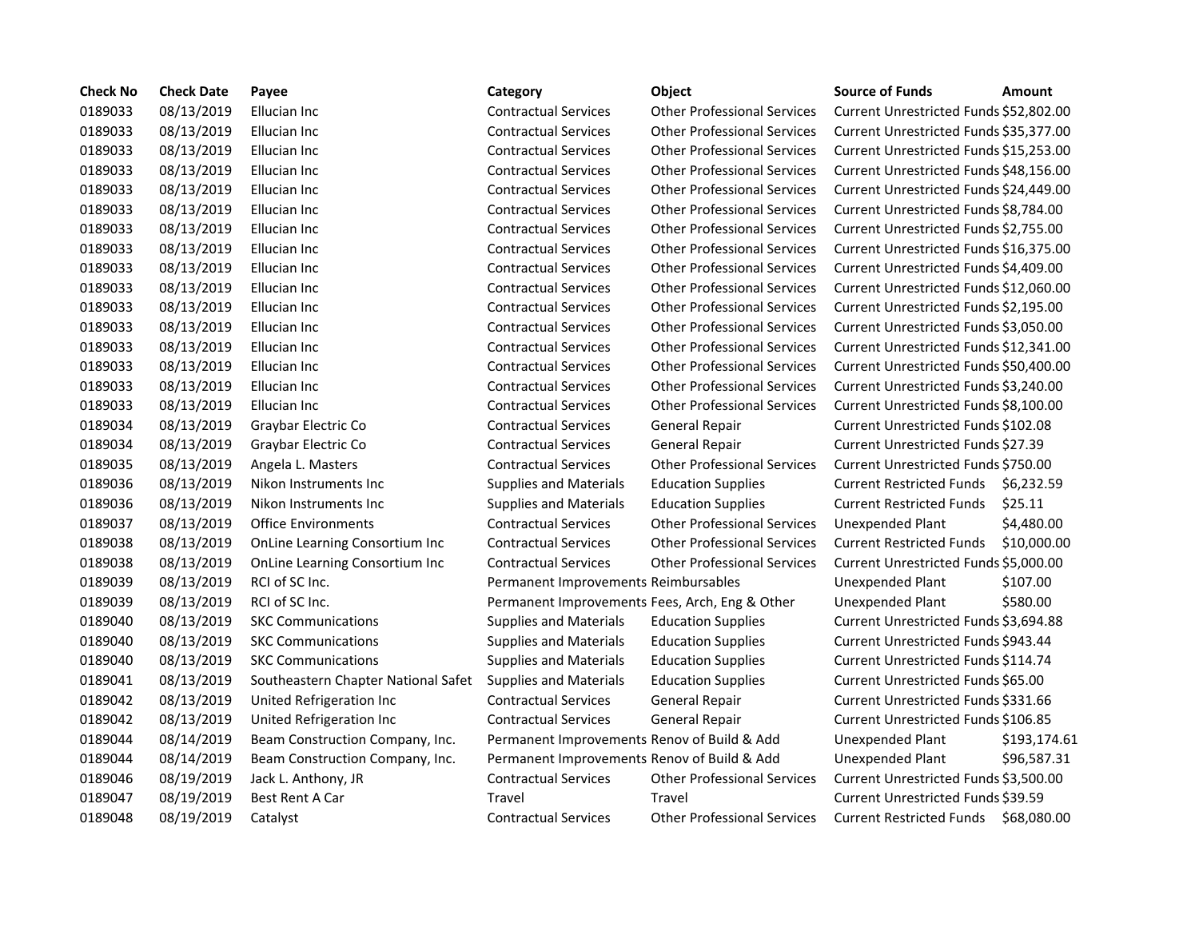| Check No | Check Date | Payee | Category | Object | Source of Funds | Amount |
|---|---|---|---|---|---|---|
| 0189033 | 08/13/2019 | Ellucian Inc | Contractual Services | Other Professional Services | Current Unrestricted Funds | $52,802.00 |
| 0189033 | 08/13/2019 | Ellucian Inc | Contractual Services | Other Professional Services | Current Unrestricted Funds | $35,377.00 |
| 0189033 | 08/13/2019 | Ellucian Inc | Contractual Services | Other Professional Services | Current Unrestricted Funds | $15,253.00 |
| 0189033 | 08/13/2019 | Ellucian Inc | Contractual Services | Other Professional Services | Current Unrestricted Funds | $48,156.00 |
| 0189033 | 08/13/2019 | Ellucian Inc | Contractual Services | Other Professional Services | Current Unrestricted Funds | $24,449.00 |
| 0189033 | 08/13/2019 | Ellucian Inc | Contractual Services | Other Professional Services | Current Unrestricted Funds | $8,784.00 |
| 0189033 | 08/13/2019 | Ellucian Inc | Contractual Services | Other Professional Services | Current Unrestricted Funds | $2,755.00 |
| 0189033 | 08/13/2019 | Ellucian Inc | Contractual Services | Other Professional Services | Current Unrestricted Funds | $16,375.00 |
| 0189033 | 08/13/2019 | Ellucian Inc | Contractual Services | Other Professional Services | Current Unrestricted Funds | $4,409.00 |
| 0189033 | 08/13/2019 | Ellucian Inc | Contractual Services | Other Professional Services | Current Unrestricted Funds | $12,060.00 |
| 0189033 | 08/13/2019 | Ellucian Inc | Contractual Services | Other Professional Services | Current Unrestricted Funds | $2,195.00 |
| 0189033 | 08/13/2019 | Ellucian Inc | Contractual Services | Other Professional Services | Current Unrestricted Funds | $3,050.00 |
| 0189033 | 08/13/2019 | Ellucian Inc | Contractual Services | Other Professional Services | Current Unrestricted Funds | $12,341.00 |
| 0189033 | 08/13/2019 | Ellucian Inc | Contractual Services | Other Professional Services | Current Unrestricted Funds | $50,400.00 |
| 0189033 | 08/13/2019 | Ellucian Inc | Contractual Services | Other Professional Services | Current Unrestricted Funds | $3,240.00 |
| 0189033 | 08/13/2019 | Ellucian Inc | Contractual Services | Other Professional Services | Current Unrestricted Funds | $8,100.00 |
| 0189034 | 08/13/2019 | Graybar Electric Co | Contractual Services | General Repair | Current Unrestricted Funds | $102.08 |
| 0189034 | 08/13/2019 | Graybar Electric Co | Contractual Services | General Repair | Current Unrestricted Funds | $27.39 |
| 0189035 | 08/13/2019 | Angela L. Masters | Contractual Services | Other Professional Services | Current Unrestricted Funds | $750.00 |
| 0189036 | 08/13/2019 | Nikon Instruments Inc | Supplies and Materials | Education Supplies | Current Restricted Funds | $6,232.59 |
| 0189036 | 08/13/2019 | Nikon Instruments Inc | Supplies and Materials | Education Supplies | Current Restricted Funds | $25.11 |
| 0189037 | 08/13/2019 | Office Environments | Contractual Services | Other Professional Services | Unexpended Plant | $4,480.00 |
| 0189038 | 08/13/2019 | OnLine Learning Consortium Inc | Contractual Services | Other Professional Services | Current Restricted Funds | $10,000.00 |
| 0189038 | 08/13/2019 | OnLine Learning Consortium Inc | Contractual Services | Other Professional Services | Current Unrestricted Funds | $5,000.00 |
| 0189039 | 08/13/2019 | RCI of SC Inc. | Permanent Improvements | Reimbursables | Unexpended Plant | $107.00 |
| 0189039 | 08/13/2019 | RCI of SC Inc. | Permanent Improvements | Fees, Arch, Eng & Other | Unexpended Plant | $580.00 |
| 0189040 | 08/13/2019 | SKC Communications | Supplies and Materials | Education Supplies | Current Unrestricted Funds | $3,694.88 |
| 0189040 | 08/13/2019 | SKC Communications | Supplies and Materials | Education Supplies | Current Unrestricted Funds | $943.44 |
| 0189040 | 08/13/2019 | SKC Communications | Supplies and Materials | Education Supplies | Current Unrestricted Funds | $114.74 |
| 0189041 | 08/13/2019 | Southeastern Chapter National Safet | Supplies and Materials | Education Supplies | Current Unrestricted Funds | $65.00 |
| 0189042 | 08/13/2019 | United Refrigeration Inc | Contractual Services | General Repair | Current Unrestricted Funds | $331.66 |
| 0189042 | 08/13/2019 | United Refrigeration Inc | Contractual Services | General Repair | Current Unrestricted Funds | $106.85 |
| 0189044 | 08/14/2019 | Beam Construction Company, Inc. | Permanent Improvements | Renov of Build & Add | Unexpended Plant | $193,174.61 |
| 0189044 | 08/14/2019 | Beam Construction Company, Inc. | Permanent Improvements | Renov of Build & Add | Unexpended Plant | $96,587.31 |
| 0189046 | 08/19/2019 | Jack L. Anthony, JR | Contractual Services | Other Professional Services | Current Unrestricted Funds | $3,500.00 |
| 0189047 | 08/19/2019 | Best Rent A Car | Travel | Travel | Current Unrestricted Funds | $39.59 |
| 0189048 | 08/19/2019 | Catalyst | Contractual Services | Other Professional Services | Current Restricted Funds | $68,080.00 |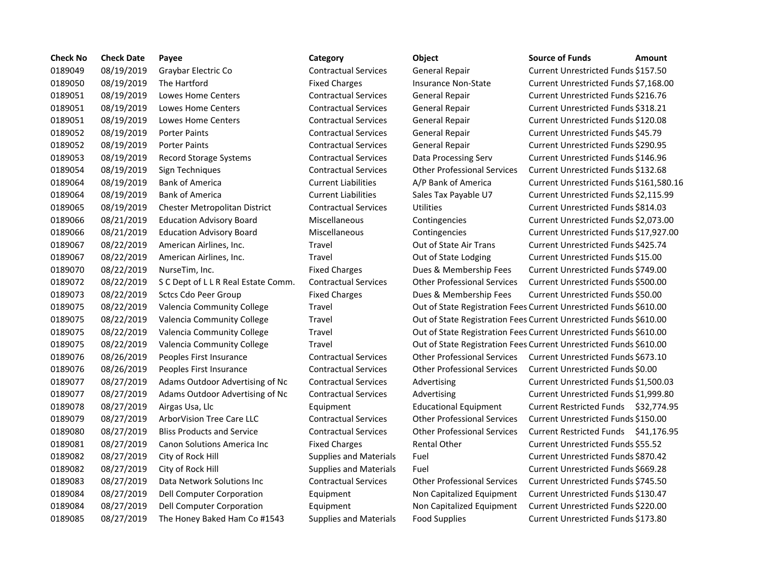| Check No | Check Date | Payee | Category | Object | Source of Funds | Amount |
|---|---|---|---|---|---|---|
| 0189049 | 08/19/2019 | Graybar Electric Co | Contractual Services | General Repair | Current Unrestricted Funds | $157.50 |
| 0189050 | 08/19/2019 | The Hartford | Fixed Charges | Insurance Non-State | Current Unrestricted Funds | $7,168.00 |
| 0189051 | 08/19/2019 | Lowes Home Centers | Contractual Services | General Repair | Current Unrestricted Funds | $216.76 |
| 0189051 | 08/19/2019 | Lowes Home Centers | Contractual Services | General Repair | Current Unrestricted Funds | $318.21 |
| 0189051 | 08/19/2019 | Lowes Home Centers | Contractual Services | General Repair | Current Unrestricted Funds | $120.08 |
| 0189052 | 08/19/2019 | Porter Paints | Contractual Services | General Repair | Current Unrestricted Funds | $45.79 |
| 0189052 | 08/19/2019 | Porter Paints | Contractual Services | General Repair | Current Unrestricted Funds | $290.95 |
| 0189053 | 08/19/2019 | Record Storage Systems | Contractual Services | Data Processing Serv | Current Unrestricted Funds | $146.96 |
| 0189054 | 08/19/2019 | Sign Techniques | Contractual Services | Other Professional Services | Current Unrestricted Funds | $132.68 |
| 0189064 | 08/19/2019 | Bank of America | Current Liabilities | A/P Bank of America | Current Unrestricted Funds | $161,580.16 |
| 0189064 | 08/19/2019 | Bank of America | Current Liabilities | Sales Tax Payable U7 | Current Unrestricted Funds | $2,115.99 |
| 0189065 | 08/19/2019 | Chester Metropolitan District | Contractual Services | Utilities | Current Unrestricted Funds | $814.03 |
| 0189066 | 08/21/2019 | Education Advisory Board | Miscellaneous | Contingencies | Current Unrestricted Funds | $2,073.00 |
| 0189066 | 08/21/2019 | Education Advisory Board | Miscellaneous | Contingencies | Current Unrestricted Funds | $17,927.00 |
| 0189067 | 08/22/2019 | American Airlines, Inc. | Travel | Out of State Air Trans | Current Unrestricted Funds | $425.74 |
| 0189067 | 08/22/2019 | American Airlines, Inc. | Travel | Out of State Lodging | Current Unrestricted Funds | $15.00 |
| 0189070 | 08/22/2019 | NurseTim, Inc. | Fixed Charges | Dues & Membership Fees | Current Unrestricted Funds | $749.00 |
| 0189072 | 08/22/2019 | S C Dept of L L R Real Estate Comm. | Contractual Services | Other Professional Services | Current Unrestricted Funds | $500.00 |
| 0189073 | 08/22/2019 | Sctcs Cdo Peer Group | Fixed Charges | Dues & Membership Fees | Current Unrestricted Funds | $50.00 |
| 0189075 | 08/22/2019 | Valencia Community College | Travel | Out of State Registration Fees | Current Unrestricted Funds | $610.00 |
| 0189075 | 08/22/2019 | Valencia Community College | Travel | Out of State Registration Fees | Current Unrestricted Funds | $610.00 |
| 0189075 | 08/22/2019 | Valencia Community College | Travel | Out of State Registration Fees | Current Unrestricted Funds | $610.00 |
| 0189075 | 08/22/2019 | Valencia Community College | Travel | Out of State Registration Fees | Current Unrestricted Funds | $610.00 |
| 0189076 | 08/26/2019 | Peoples First Insurance | Contractual Services | Other Professional Services | Current Unrestricted Funds | $673.10 |
| 0189076 | 08/26/2019 | Peoples First Insurance | Contractual Services | Other Professional Services | Current Unrestricted Funds | $0.00 |
| 0189077 | 08/27/2019 | Adams Outdoor Advertising of Nc | Contractual Services | Advertising | Current Unrestricted Funds | $1,500.03 |
| 0189077 | 08/27/2019 | Adams Outdoor Advertising of Nc | Contractual Services | Advertising | Current Unrestricted Funds | $1,999.80 |
| 0189078 | 08/27/2019 | Airgas Usa, Llc | Equipment | Educational Equipment | Current Restricted Funds | $32,774.95 |
| 0189079 | 08/27/2019 | ArborVision Tree Care LLC | Contractual Services | Other Professional Services | Current Unrestricted Funds | $150.00 |
| 0189080 | 08/27/2019 | Bliss Products and Service | Contractual Services | Other Professional Services | Current Restricted Funds | $41,176.95 |
| 0189081 | 08/27/2019 | Canon Solutions America Inc | Fixed Charges | Rental Other | Current Unrestricted Funds | $55.52 |
| 0189082 | 08/27/2019 | City of Rock Hill | Supplies and Materials | Fuel | Current Unrestricted Funds | $870.42 |
| 0189082 | 08/27/2019 | City of Rock Hill | Supplies and Materials | Fuel | Current Unrestricted Funds | $669.28 |
| 0189083 | 08/27/2019 | Data Network Solutions Inc | Contractual Services | Other Professional Services | Current Unrestricted Funds | $745.50 |
| 0189084 | 08/27/2019 | Dell Computer Corporation | Equipment | Non Capitalized Equipment | Current Unrestricted Funds | $130.47 |
| 0189084 | 08/27/2019 | Dell Computer Corporation | Equipment | Non Capitalized Equipment | Current Unrestricted Funds | $220.00 |
| 0189085 | 08/27/2019 | The Honey Baked Ham Co #1543 | Supplies and Materials | Food Supplies | Current Unrestricted Funds | $173.80 |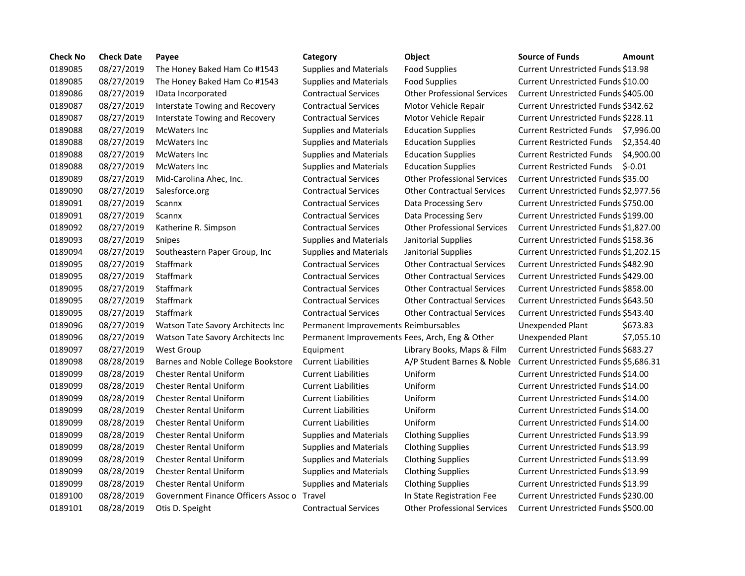| Check No | Check Date | Payee | Category | Object | Source of Funds | Amount |
|---|---|---|---|---|---|---|
| 0189085 | 08/27/2019 | The Honey Baked Ham Co #1543 | Supplies and Materials | Food Supplies | Current Unrestricted Funds | $13.98 |
| 0189085 | 08/27/2019 | The Honey Baked Ham Co #1543 | Supplies and Materials | Food Supplies | Current Unrestricted Funds | $10.00 |
| 0189086 | 08/27/2019 | IData Incorporated | Contractual Services | Other Professional Services | Current Unrestricted Funds | $405.00 |
| 0189087 | 08/27/2019 | Interstate Towing and Recovery | Contractual Services | Motor Vehicle Repair | Current Unrestricted Funds | $342.62 |
| 0189087 | 08/27/2019 | Interstate Towing and Recovery | Contractual Services | Motor Vehicle Repair | Current Unrestricted Funds | $228.11 |
| 0189088 | 08/27/2019 | McWaters Inc | Supplies and Materials | Education Supplies | Current Restricted Funds | $7,996.00 |
| 0189088 | 08/27/2019 | McWaters Inc | Supplies and Materials | Education Supplies | Current Restricted Funds | $2,354.40 |
| 0189088 | 08/27/2019 | McWaters Inc | Supplies and Materials | Education Supplies | Current Restricted Funds | $4,900.00 |
| 0189088 | 08/27/2019 | McWaters Inc | Supplies and Materials | Education Supplies | Current Restricted Funds | $-0.01 |
| 0189089 | 08/27/2019 | Mid-Carolina Ahec, Inc. | Contractual Services | Other Professional Services | Current Unrestricted Funds | $35.00 |
| 0189090 | 08/27/2019 | Salesforce.org | Contractual Services | Other Contractual Services | Current Unrestricted Funds | $2,977.56 |
| 0189091 | 08/27/2019 | Scannx | Contractual Services | Data Processing Serv | Current Unrestricted Funds | $750.00 |
| 0189091 | 08/27/2019 | Scannx | Contractual Services | Data Processing Serv | Current Unrestricted Funds | $199.00 |
| 0189092 | 08/27/2019 | Katherine R. Simpson | Contractual Services | Other Professional Services | Current Unrestricted Funds | $1,827.00 |
| 0189093 | 08/27/2019 | Snipes | Supplies and Materials | Janitorial Supplies | Current Unrestricted Funds | $158.36 |
| 0189094 | 08/27/2019 | Southeastern Paper Group, Inc | Supplies and Materials | Janitorial Supplies | Current Unrestricted Funds | $1,202.15 |
| 0189095 | 08/27/2019 | Staffmark | Contractual Services | Other Contractual Services | Current Unrestricted Funds | $482.90 |
| 0189095 | 08/27/2019 | Staffmark | Contractual Services | Other Contractual Services | Current Unrestricted Funds | $429.00 |
| 0189095 | 08/27/2019 | Staffmark | Contractual Services | Other Contractual Services | Current Unrestricted Funds | $858.00 |
| 0189095 | 08/27/2019 | Staffmark | Contractual Services | Other Contractual Services | Current Unrestricted Funds | $643.50 |
| 0189095 | 08/27/2019 | Staffmark | Contractual Services | Other Contractual Services | Current Unrestricted Funds | $543.40 |
| 0189096 | 08/27/2019 | Watson Tate Savory Architects Inc | Permanent Improvements | Reimbursables | Unexpended Plant | $673.83 |
| 0189096 | 08/27/2019 | Watson Tate Savory Architects Inc | Permanent Improvements | Fees, Arch, Eng & Other | Unexpended Plant | $7,055.10 |
| 0189097 | 08/27/2019 | West Group | Equipment | Library Books, Maps & Film | Current Unrestricted Funds | $683.27 |
| 0189098 | 08/28/2019 | Barnes and Noble College Bookstore | Current Liabilities | A/P Student Barnes & Noble | Current Unrestricted Funds | $5,686.31 |
| 0189099 | 08/28/2019 | Chester Rental Uniform | Current Liabilities | Uniform | Current Unrestricted Funds | $14.00 |
| 0189099 | 08/28/2019 | Chester Rental Uniform | Current Liabilities | Uniform | Current Unrestricted Funds | $14.00 |
| 0189099 | 08/28/2019 | Chester Rental Uniform | Current Liabilities | Uniform | Current Unrestricted Funds | $14.00 |
| 0189099 | 08/28/2019 | Chester Rental Uniform | Current Liabilities | Uniform | Current Unrestricted Funds | $14.00 |
| 0189099 | 08/28/2019 | Chester Rental Uniform | Current Liabilities | Uniform | Current Unrestricted Funds | $14.00 |
| 0189099 | 08/28/2019 | Chester Rental Uniform | Supplies and Materials | Clothing Supplies | Current Unrestricted Funds | $13.99 |
| 0189099 | 08/28/2019 | Chester Rental Uniform | Supplies and Materials | Clothing Supplies | Current Unrestricted Funds | $13.99 |
| 0189099 | 08/28/2019 | Chester Rental Uniform | Supplies and Materials | Clothing Supplies | Current Unrestricted Funds | $13.99 |
| 0189099 | 08/28/2019 | Chester Rental Uniform | Supplies and Materials | Clothing Supplies | Current Unrestricted Funds | $13.99 |
| 0189099 | 08/28/2019 | Chester Rental Uniform | Supplies and Materials | Clothing Supplies | Current Unrestricted Funds | $13.99 |
| 0189100 | 08/28/2019 | Government Finance Officers Assoc o | Travel | In State Registration Fee | Current Unrestricted Funds | $230.00 |
| 0189101 | 08/28/2019 | Otis D. Speight | Contractual Services | Other Professional Services | Current Unrestricted Funds | $500.00 |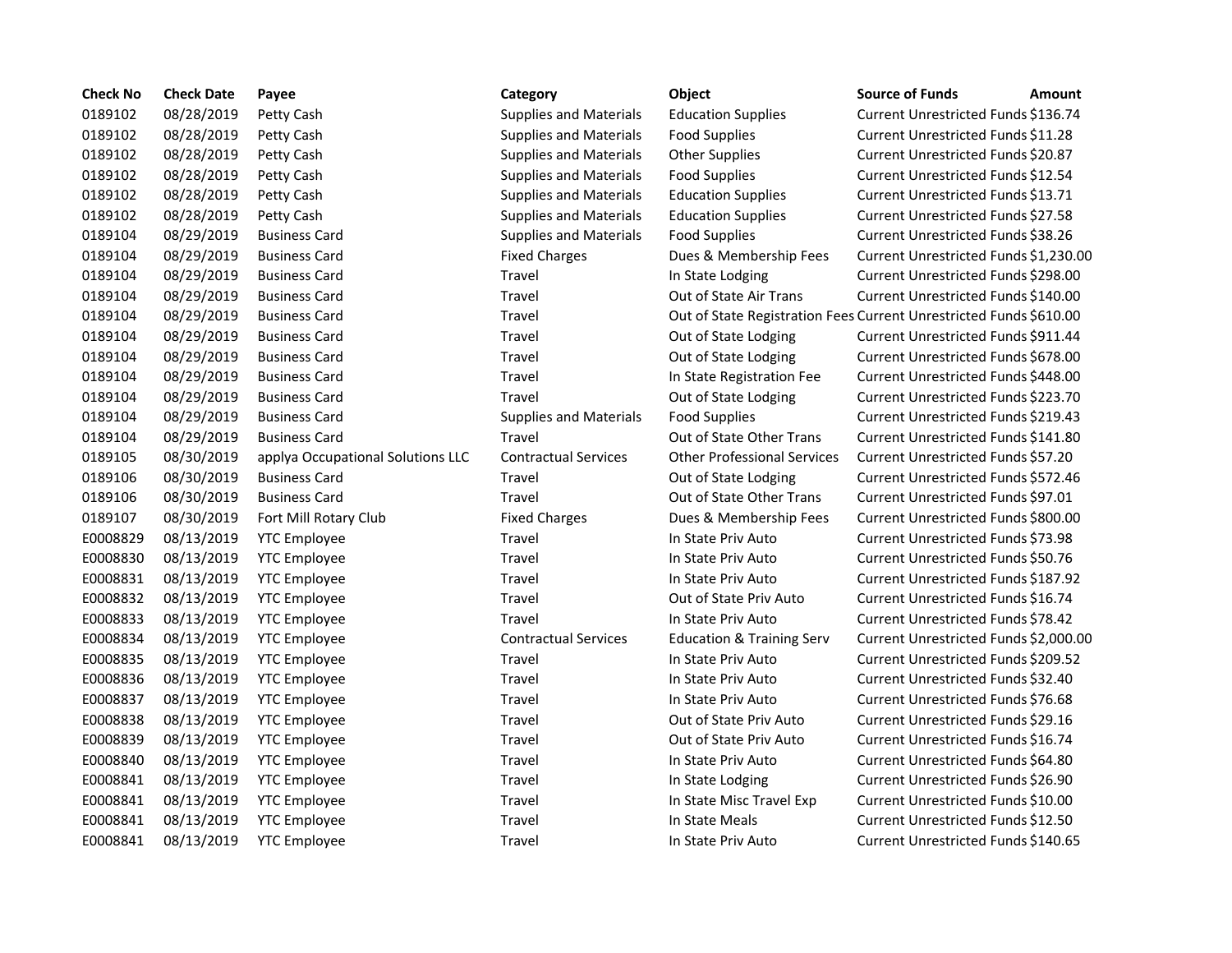| Check No | Check Date | Payee | Category | Object | Source of Funds | Amount |
|---|---|---|---|---|---|---|
| 0189102 | 08/28/2019 | Petty Cash | Supplies and Materials | Education Supplies | Current Unrestricted Funds | $136.74 |
| 0189102 | 08/28/2019 | Petty Cash | Supplies and Materials | Food Supplies | Current Unrestricted Funds | $11.28 |
| 0189102 | 08/28/2019 | Petty Cash | Supplies and Materials | Other Supplies | Current Unrestricted Funds | $20.87 |
| 0189102 | 08/28/2019 | Petty Cash | Supplies and Materials | Food Supplies | Current Unrestricted Funds | $12.54 |
| 0189102 | 08/28/2019 | Petty Cash | Supplies and Materials | Education Supplies | Current Unrestricted Funds | $13.71 |
| 0189102 | 08/28/2019 | Petty Cash | Supplies and Materials | Education Supplies | Current Unrestricted Funds | $27.58 |
| 0189104 | 08/29/2019 | Business Card | Supplies and Materials | Food Supplies | Current Unrestricted Funds | $38.26 |
| 0189104 | 08/29/2019 | Business Card | Fixed Charges | Dues & Membership Fees | Current Unrestricted Funds | $1,230.00 |
| 0189104 | 08/29/2019 | Business Card | Travel | In State Lodging | Current Unrestricted Funds | $298.00 |
| 0189104 | 08/29/2019 | Business Card | Travel | Out of State Air Trans | Current Unrestricted Funds | $140.00 |
| 0189104 | 08/29/2019 | Business Card | Travel | Out of State Registration Fees | Current Unrestricted Funds | $610.00 |
| 0189104 | 08/29/2019 | Business Card | Travel | Out of State Lodging | Current Unrestricted Funds | $911.44 |
| 0189104 | 08/29/2019 | Business Card | Travel | Out of State Lodging | Current Unrestricted Funds | $678.00 |
| 0189104 | 08/29/2019 | Business Card | Travel | In State Registration Fee | Current Unrestricted Funds | $448.00 |
| 0189104 | 08/29/2019 | Business Card | Travel | Out of State Lodging | Current Unrestricted Funds | $223.70 |
| 0189104 | 08/29/2019 | Business Card | Supplies and Materials | Food Supplies | Current Unrestricted Funds | $219.43 |
| 0189104 | 08/29/2019 | Business Card | Travel | Out of State Other Trans | Current Unrestricted Funds | $141.80 |
| 0189105 | 08/30/2019 | applya Occupational Solutions LLC | Contractual Services | Other Professional Services | Current Unrestricted Funds | $57.20 |
| 0189106 | 08/30/2019 | Business Card | Travel | Out of State Lodging | Current Unrestricted Funds | $572.46 |
| 0189106 | 08/30/2019 | Business Card | Travel | Out of State Other Trans | Current Unrestricted Funds | $97.01 |
| 0189107 | 08/30/2019 | Fort Mill Rotary Club | Fixed Charges | Dues & Membership Fees | Current Unrestricted Funds | $800.00 |
| E0008829 | 08/13/2019 | YTC Employee | Travel | In State Priv Auto | Current Unrestricted Funds | $73.98 |
| E0008830 | 08/13/2019 | YTC Employee | Travel | In State Priv Auto | Current Unrestricted Funds | $50.76 |
| E0008831 | 08/13/2019 | YTC Employee | Travel | In State Priv Auto | Current Unrestricted Funds | $187.92 |
| E0008832 | 08/13/2019 | YTC Employee | Travel | Out of State Priv Auto | Current Unrestricted Funds | $16.74 |
| E0008833 | 08/13/2019 | YTC Employee | Travel | In State Priv Auto | Current Unrestricted Funds | $78.42 |
| E0008834 | 08/13/2019 | YTC Employee | Contractual Services | Education & Training Serv | Current Unrestricted Funds | $2,000.00 |
| E0008835 | 08/13/2019 | YTC Employee | Travel | In State Priv Auto | Current Unrestricted Funds | $209.52 |
| E0008836 | 08/13/2019 | YTC Employee | Travel | In State Priv Auto | Current Unrestricted Funds | $32.40 |
| E0008837 | 08/13/2019 | YTC Employee | Travel | In State Priv Auto | Current Unrestricted Funds | $76.68 |
| E0008838 | 08/13/2019 | YTC Employee | Travel | Out of State Priv Auto | Current Unrestricted Funds | $29.16 |
| E0008839 | 08/13/2019 | YTC Employee | Travel | Out of State Priv Auto | Current Unrestricted Funds | $16.74 |
| E0008840 | 08/13/2019 | YTC Employee | Travel | In State Priv Auto | Current Unrestricted Funds | $64.80 |
| E0008841 | 08/13/2019 | YTC Employee | Travel | In State Lodging | Current Unrestricted Funds | $26.90 |
| E0008841 | 08/13/2019 | YTC Employee | Travel | In State Misc Travel Exp | Current Unrestricted Funds | $10.00 |
| E0008841 | 08/13/2019 | YTC Employee | Travel | In State Meals | Current Unrestricted Funds | $12.50 |
| E0008841 | 08/13/2019 | YTC Employee | Travel | In State Priv Auto | Current Unrestricted Funds | $140.65 |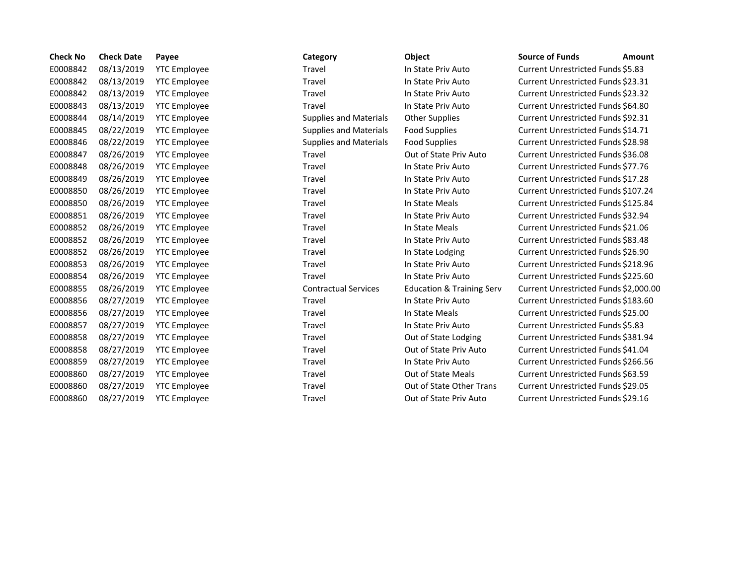| Check No | Check Date | Payee | Category | Object | Source of Funds | Amount |
|---|---|---|---|---|---|---|
| E0008842 | 08/13/2019 | YTC Employee | Travel | In State Priv Auto | Current Unrestricted Funds | $5.83 |
| E0008842 | 08/13/2019 | YTC Employee | Travel | In State Priv Auto | Current Unrestricted Funds | $23.31 |
| E0008842 | 08/13/2019 | YTC Employee | Travel | In State Priv Auto | Current Unrestricted Funds | $23.32 |
| E0008843 | 08/13/2019 | YTC Employee | Travel | In State Priv Auto | Current Unrestricted Funds | $64.80 |
| E0008844 | 08/14/2019 | YTC Employee | Supplies and Materials | Other Supplies | Current Unrestricted Funds | $92.31 |
| E0008845 | 08/22/2019 | YTC Employee | Supplies and Materials | Food Supplies | Current Unrestricted Funds | $14.71 |
| E0008846 | 08/22/2019 | YTC Employee | Supplies and Materials | Food Supplies | Current Unrestricted Funds | $28.98 |
| E0008847 | 08/26/2019 | YTC Employee | Travel | Out of State Priv Auto | Current Unrestricted Funds | $36.08 |
| E0008848 | 08/26/2019 | YTC Employee | Travel | In State Priv Auto | Current Unrestricted Funds | $77.76 |
| E0008849 | 08/26/2019 | YTC Employee | Travel | In State Priv Auto | Current Unrestricted Funds | $17.28 |
| E0008850 | 08/26/2019 | YTC Employee | Travel | In State Priv Auto | Current Unrestricted Funds | $107.24 |
| E0008850 | 08/26/2019 | YTC Employee | Travel | In State Meals | Current Unrestricted Funds | $125.84 |
| E0008851 | 08/26/2019 | YTC Employee | Travel | In State Priv Auto | Current Unrestricted Funds | $32.94 |
| E0008852 | 08/26/2019 | YTC Employee | Travel | In State Meals | Current Unrestricted Funds | $21.06 |
| E0008852 | 08/26/2019 | YTC Employee | Travel | In State Priv Auto | Current Unrestricted Funds | $83.48 |
| E0008852 | 08/26/2019 | YTC Employee | Travel | In State Lodging | Current Unrestricted Funds | $26.90 |
| E0008853 | 08/26/2019 | YTC Employee | Travel | In State Priv Auto | Current Unrestricted Funds | $218.96 |
| E0008854 | 08/26/2019 | YTC Employee | Travel | In State Priv Auto | Current Unrestricted Funds | $225.60 |
| E0008855 | 08/26/2019 | YTC Employee | Contractual Services | Education & Training Serv | Current Unrestricted Funds | $2,000.00 |
| E0008856 | 08/27/2019 | YTC Employee | Travel | In State Priv Auto | Current Unrestricted Funds | $183.60 |
| E0008856 | 08/27/2019 | YTC Employee | Travel | In State Meals | Current Unrestricted Funds | $25.00 |
| E0008857 | 08/27/2019 | YTC Employee | Travel | In State Priv Auto | Current Unrestricted Funds | $5.83 |
| E0008858 | 08/27/2019 | YTC Employee | Travel | Out of State Lodging | Current Unrestricted Funds | $381.94 |
| E0008858 | 08/27/2019 | YTC Employee | Travel | Out of State Priv Auto | Current Unrestricted Funds | $41.04 |
| E0008859 | 08/27/2019 | YTC Employee | Travel | In State Priv Auto | Current Unrestricted Funds | $266.56 |
| E0008860 | 08/27/2019 | YTC Employee | Travel | Out of State Meals | Current Unrestricted Funds | $63.59 |
| E0008860 | 08/27/2019 | YTC Employee | Travel | Out of State Other Trans | Current Unrestricted Funds | $29.05 |
| E0008860 | 08/27/2019 | YTC Employee | Travel | Out of State Priv Auto | Current Unrestricted Funds | $29.16 |